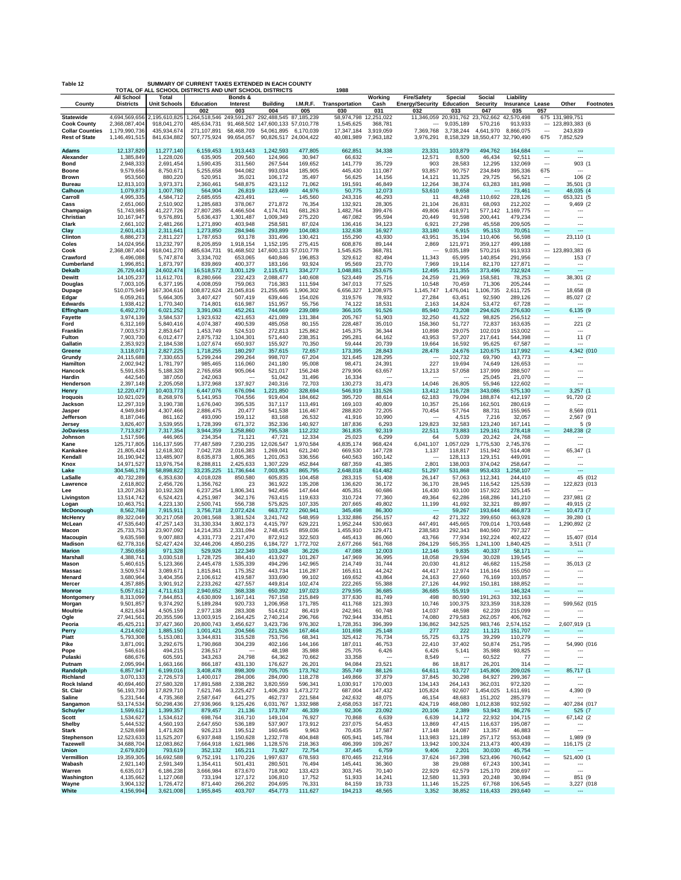Table 12 SUMMARY OF CURRENT TAXES EXTENDED IN EACH COUNTY

TOTAL OF ALL SCHOOL DISTRICTS AND UNIT SCHOOL DISTRICTS 1988

| County | All School Districts | Total Unit Schools | Education | Bonds & Interest | Building | I.M.R.F. | Transportation | Working Cash | Fire/Safety Energy/Security | Special Education | Social Security | Liability Insurance | Lease | Other | Footnotes |
|---|---|---|---|---|---|---|---|---|---|---|---|---|---|---|---|
| | | | 002 | 003 | 004 | 005 | 030 | 031 | 032 | 033 | 047 | 035 | 057 | | |
| Statewide | 4,694,569,656 | 2,195,610,825 | 1,264,518,546 | 249,591,267 | 292,488,545 | 87,185,239 | 58,974,798 | 12,251,022 | 11,346,059 | 20,931,762 | 23,762,662 | 42,570,498 | 675 | 131,989,751 | |
| Cook County | 2,368,087,404 | 918,041,270 | 485,634,731 | 91,468,502 | 147,600,133 | 57,010,778 | 1,545,625 | 368,781 | --- | 9,035,189 | 570,216 | 913,933 | --- | 123,893,383 | (6 |
| Collar Counties | 1,179,990,736 | 435,934,674 | 271,107,891 | 58,468,709 | 54,061,895 | 6,170,039 | 17,347,184 | 3,919,059 | 7,369,768 | 3,738,244 | 4,641,970 | 8,866,075 | --- | 243,839 | |
| Rest of State | 1,146,491,515 | 841,634,882 | 507,775,924 | 99,654,057 | 90,826,517 | 24,004,422 | 40,081,989 | 7,963,182 | 3,976,291 | 8,158,329 | 18,550,477 | 32,790,490 | 675 | 7,852,529 | |
| Adams | 12,137,820 | 11,277,140 | 6,159,453 | 1,913,443 | 1,242,593 | 477,805 | 662,851 | 34,338 | 23,331 | 103,879 | 494,762 | 164,684 | --- | --- | |
| Alexander | 1,385,849 | 1,228,026 | 635,905 | 209,560 | 124,966 | 30,947 | 66,632 | --- | 12,571 | 8,500 | 46,434 | 92,511 | --- | --- | |
| Bond | 2,948,333 | 2,691,454 | 1,590,435 | 311,560 | 267,544 | 169,652 | 141,779 | 35,729 | 903 | 28,583 | 12,295 | 132,069 | --- | 903 | (1 |
| Boone | 9,579,656 | 8,750,671 | 5,255,658 | 944,082 | 993,034 | 185,905 | 445,430 | 111,087 | 93,857 | 90,757 | 234,849 | 395,336 | 675 | --- | |
| Brown | 953,560 | 880,220 | 520,951 | 35,021 | 106,172 | 35,497 | 56,625 | 14,156 | 14,121 | 11,325 | 29,725 | 56,521 | --- | 106 | (2 |
| Bureau | 12,813,103 | 3,973,371 | 2,360,461 | 548,875 | 423,112 | 71,062 | 191,591 | 46,849 | 12,264 | 38,374 | 63,283 | 181,998 | --- | 35,501 | (3 |
| Calhoun | 1,079,873 | 1,007,780 | 564,904 | 26,819 | 123,469 | 44,976 | 50,775 | 12,073 | 53,610 | 9,658 | --- | 73,461 | --- | 48,035 | (4 |
| Carroll | 4,995,335 | 4,584,712 | 2,685,655 | 423,491 | --- | 145,560 | 243,316 | 46,293 | 11 | 48,248 | 110,692 | 228,126 | --- | 653,321 | (5 |
| Cass | 2,651,060 | 2,510,902 | 1,285,683 | 378,067 | 271,872 | 76,354 | 132,921 | 28,305 | 21,104 | 26,831 | 68,093 | 212,202 | --- | 9,469 | (2 |
| Champaign | 51,743,985 | 41,227,726 | 27,807,285 | 4,466,504 | 4,174,741 | 681,263 | 1,482,764 | 399,476 | 49,806 | 418,971 | 577,142 | 1,169,775 | --- | --- | |
| Christian | 10,167,947 | 9,576,891 | 5,636,437 | 1,301,487 | 1,009,349 | 275,220 | 467,082 | 95,594 | 20,449 | 91,598 | 200,441 | 479,234 | --- | --- | |
| Clark | 2,661,102 | 2,481,266 | 1,271,890 | 403,948 | 258,581 | 87,024 | 136,416 | 34,123 | 6,921 | 27,298 | 45,558 | 209,505 | --- | --- | |
| Clay | 2,601,413 | 2,311,641 | 1,273,850 | 284,946 | 293,899 | 104,083 | 132,638 | 16,927 | 33,180 | 6,915 | 95,153 | 70,051 | --- | --- | |
| Clinton | 6,886,273 | 2,811,227 | 1,787,653 | 93,178 | 331,496 | 131,421 | 155,290 | 43,930 | 43,951 | 35,194 | 110,406 | 56,598 | --- | 23,110 | (1 |
| Coles | 14,024,956 | 13,232,797 | 8,205,859 | 1,918,154 | 1,152,195 | 275,415 | 608,876 | 89,144 | 2,869 | 121,971 | 359,127 | 499,188 | --- | --- | |
| Cook | 2,368,087,404 | 918,041,270 | 485,634,731 | 91,468,502 | 147,600,133 | 57,010,778 | 1,545,625 | 368,781 | --- | 9,035,189 | 570,216 | 913,933 | --- | 123,893,383 | (6 |
| Crawford | 6,496,088 | 5,747,874 | 3,334,702 | 653,065 | 640,846 | 196,853 | 329,612 | 82,494 | 11,343 | 65,995 | 140,854 | 291,956 | --- | 153 | (7 |
| Cumberland | 1,996,851 | 1,873,797 | 839,869 | 400,377 | 183,166 | 93,924 | 95,569 | 23,770 | 7,969 | 19,114 | 82,170 | 127,871 | --- | --- | |
| DeKalb | 26,729,443 | 24,602,474 | 16,518,572 | 3,001,129 | 2,115,671 | 334,277 | 1,048,881 | 253,675 | 12,495 | 211,355 | 373,496 | 732,924 | --- | --- | |
| Dewitt | 14,105,237 | 11,612,701 | 8,280,666 | 232,423 | 2,088,477 | 140,608 | 523,449 | 25,716 | 24,259 | 21,969 | 158,581 | 78,253 | --- | 38,301 | (2 |
| Douglas | 7,003,105 | 6,377,195 | 4,008,059 | 759,063 | 716,383 | 111,594 | 347,013 | 77,525 | 10,548 | 70,459 | 71,306 | 205,244 | --- | --- | |
| Dupage | 510,075,949 | 167,304,616 | 108,872,624 | 21,045,816 | 21,255,665 | 1,906,302 | 6,656,327 | 1,208,975 | 1,145,747 | 1,476,041 | 1,106,735 | 2,611,725 | --- | 18,658 | (8 |
| Edgar | 6,059,261 | 5,664,305 | 3,407,427 | 507,419 | 639,446 | 154,026 | 319,576 | 78,932 | 27,284 | 63,451 | 92,590 | 289,126 | --- | 85,027 | (2 |
| Edwards | 1,938,412 | 1,770,340 | 714,801 | 616,987 | 151,957 | 55,756 | 74,122 | 18,531 | 2,163 | 14,824 | 53,472 | 67,728 | --- | --- | |
| Effingham | 6,492,270 | 6,021,252 | 3,391,063 | 452,261 | 744,669 | 239,089 | 366,105 | 91,526 | 85,940 | 73,208 | 294,626 | 276,630 | --- | 6,135 | (9 |
| Fayette | 3,974,139 | 3,584,537 | 1,923,632 | 421,653 | 421,089 | 131,384 | 205,767 | 51,903 | 32,250 | 41,522 | 98,825 | 256,512 | --- | --- | |
| Ford | 6,312,169 | 5,840,416 | 4,074,387 | 490,539 | 485,058 | 80,155 | 228,487 | 35,010 | 158,360 | 51,727 | 72,837 | 163,635 | --- | 221 | (2 |
| Franklin | 7,003,573 | 2,853,647 | 1,453,749 | 524,510 | 272,813 | 125,862 | 145,375 | 36,344 | 10,898 | 29,075 | 102,019 | 153,002 | --- | --- | |
| Fulton | 7,903,730 | 6,012,477 | 2,875,732 | 1,104,301 | 571,440 | 238,351 | 295,281 | 64,162 | 43,953 | 57,207 | 217,641 | 544,398 | --- | 11 | (7 |
| Gallatin | 2,353,923 | 2,184,538 | 1,027,674 | 650,937 | 155,927 | 70,350 | 59,444 | 20,739 | 19,664 | 16,592 | 95,625 | 67,587 | --- | --- | |
| Greene | 3,118,071 | 2,827,225 | 1,718,255 | 180,297 | 357,615 | 72,657 | 173,395 | 28,843 | 28,478 | 24,676 | 120,675 | 117,992 | --- | 4,342 | (010 |
| Grundy | 24,115,688 | 7,330,653 | 5,299,244 | 299,264 | 998,707 | 67,204 | 321,645 | 128,295 | --- | 102,732 | 69,790 | 43,773 | --- | --- | |
| Hamilton | 2,002,942 | 1,781,797 | 985,465 | 116,060 | 241,180 | 95,008 | 98,471 | 24,391 | 227 | 19,694 | 74,649 | 126,653 | --- | --- | |
| Hancock | 5,591,635 | 5,188,328 | 2,765,658 | 905,064 | 521,017 | 156,248 | 279,906 | 63,657 | 13,213 | 57,058 | 137,999 | 288,507 | --- | --- | |
| Hardin | 442,540 | 387,050 | 242,063 | --- | 51,042 | 31,496 | 16,334 | --- | --- | --- | 25,045 | 21,070 | --- | --- | |
| Henderson | 2,397,148 | 2,205,058 | 1,372,968 | 137,927 | 240,316 | 72,703 | 130,273 | 31,473 | 14,046 | 26,805 | 55,946 | 122,602 | --- | --- | |
| Henry | 12,220,477 | 10,403,773 | 6,447,076 | 676,094 | 1,221,850 | 328,694 | 546,919 | 131,526 | 13,412 | 116,728 | 343,086 | 575,130 | --- | 3,257 | (1 |
| Iroquois | 10,921,029 | 8,268,976 | 5,141,953 | 704,556 | 919,404 | 184,662 | 395,720 | 88,614 | 62,183 | 79,094 | 188,874 | 412,197 | --- | 91,720 | (2 |
| Jackson | 12,297,319 | 3,190,736 | 1,676,040 | 395,535 | 317,117 | 113,491 | 169,103 | 40,809 | 10,357 | 25,166 | 162,501 | 280,619 | --- | --- | |
| Jasper | 4,949,849 | 4,307,466 | 2,886,475 | 20,477 | 541,538 | 116,467 | 288,820 | 72,205 | 70,454 | 57,764 | 88,731 | 155,965 | --- | 8,569 | (011 |
| Jefferson | 8,187,046 | 861,162 | 493,090 | 159,112 | 83,168 | 26,532 | 41,916 | 10,990 | --- | 4,515 | 7,216 | 32,057 | --- | 2,567 | (9 |
| Jersey | 3,826,407 | 3,539,955 | 1,728,399 | 671,372 | 352,336 | 140,927 | 187,836 | 6,293 | 129,823 | 32,583 | 123,240 | 167,141 | --- | 5 | (9 |
| JoDaviess | 7,713,827 | 7,317,354 | 3,944,359 | 1,258,860 | 795,538 | 112,232 | 361,835 | 92,319 | 22,511 | 73,883 | 129,161 | 278,418 | --- | 248,238 | (2 |
| Johnson | 1,517,596 | 446,965 | 234,354 | 71,121 | 47,721 | 12,334 | 25,023 | 6,299 | 64 | 5,039 | 20,242 | 24,768 | --- | --- | |
| Kane | 125,717,805 | 116,137,595 | 77,487,589 | 7,230,235 | 12,026,547 | 1,970,584 | 4,835,174 | 968,424 | 6,041,107 | 1,057,029 | 1,775,530 | 2,745,376 | --- | --- | |
| Kankakee | 21,805,424 | 12,618,302 | 7,042,728 | 2,016,383 | 1,269,041 | 621,240 | 669,530 | 147,728 | 1,137 | 118,817 | 151,942 | 514,408 | --- | 65,347 | (1 |
| Kendall | 16,190,942 | 13,485,907 | 8,635,873 | 1,805,365 | 1,201,053 | 336,556 | 640,563 | 160,142 | --- | 128,113 | 129,151 | 449,091 | --- | --- | |
| Knox | 14,971,527 | 13,976,754 | 8,288,811 | 2,425,633 | 1,307,229 | 452,844 | 687,359 | 41,385 | 2,801 | 138,003 | 374,042 | 258,647 | --- | --- | |
| Lake | 304,546,178 | 58,898,822 | 33,235,225 | 11,736,644 | 7,003,953 | 865,795 | 2,648,018 | 614,482 | 51,297 | 531,868 | 953,433 | 1,258,107 | --- | --- | |
| LaSalle | 40,732,289 | 6,353,630 | 4,018,028 | 850,580 | 605,835 | 104,458 | 283,315 | 51,408 | 26,147 | 57,063 | 112,341 | 244,410 | --- | 45 | (012 |
| Lawrence | 2,618,802 | 2,456,726 | 1,356,762 | 23 | 361,922 | 135,208 | 136,620 | 36,172 | 36,170 | 28,945 | 116,542 | 125,539 | --- | 122,823 | (013 |
| Lee | 13,207,263 | 10,192,328 | 6,237,254 | 1,806,341 | 942,456 | 147,644 | 405,351 | 60,686 | 16,430 | 93,100 | 157,922 | 325,145 | --- | --- | |
| Livingston | 13,514,742 | 6,524,421 | 4,251,987 | 342,176 | 763,415 | 119,633 | 310,724 | 77,360 | 49,364 | 62,286 | 168,286 | 141,210 | --- | 237,981 | (2 |
| Logan | 10,463,751 | 4,223,130 | 2,500,741 | 556,738 | 575,825 | 107,335 | 207,665 | 49,802 | 11,199 | 41,692 | 32,321 | 89,897 | --- | 49,915 | (2 |
| McDonough | 8,562,768 | 7,915,911 | 3,756,718 | 2,072,424 | 663,772 | 260,941 | 345,498 | 86,300 | --- | 59,267 | 193,644 | 466,873 | --- | 10,473 | (7 |
| McHenry | 89,322,049 | 30,217,058 | 20,081,568 | 3,381,524 | 3,241,742 | 548,959 | 1,332,886 | 256,157 | 42 | 271,322 | 399,650 | 663,928 | --- | 39,280 | (1 |
| McLean | 47,535,640 | 47,257,143 | 31,330,334 | 3,802,173 | 4,415,797 | 629,221 | 1,952,244 | 530,663 | 447,491 | 445,665 | 709,014 | 1,703,648 | --- | 1,290,892 | (2 |
| Macon | 25,733,753 | 23,907,092 | 14,214,353 | 2,331,094 | 2,748,415 | 859,036 | 1,455,910 | 129,471 | 238,583 | 292,343 | 840,560 | 797,327 | --- | --- | |
| Macoupin | 9,635,598 | 9,007,883 | 4,331,773 | 2,217,470 | 872,912 | 322,503 | 445,413 | 86,060 | 43,766 | 77,934 | 192,224 | 402,422 | --- | 15,407 | (014 |
| Madison | 62,778,316 | 52,427,424 | 32,446,206 | 4,850,235 | 6,184,727 | 1,772,702 | 2,677,266 | 561,768 | 284,129 | 565,355 | 1,241,100 | 1,840,425 | --- | 3,511 | (7 |
| Marion | 7,350,658 | 971,328 | 529,926 | 122,349 | 103,248 | 36,226 | 47,088 | 12,003 | 12,146 | 9,835 | 40,337 | 58,171 | --- | --- | |
| Marshall | 4,388,741 | 3,030,518 | 1,728,725 | 384,410 | 413,927 | 101,267 | 147,969 | 36,995 | 18,058 | 29,594 | 30,028 | 139,545 | --- | --- | |
| Mason | 5,460,615 | 5,123,366 | 2,445,478 | 1,535,339 | 494,296 | 142,965 | 214,749 | 31,744 | 20,030 | 41,812 | 46,682 | 115,258 | --- | 35,013 | (2 |
| Massac | 3,509,574 | 3,089,671 | 1,815,841 | 175,352 | 443,734 | 116,287 | 165,611 | 44,242 | 44,417 | 12,974 | 116,164 | 155,050 | --- | --- | |
| Menard | 3,680,964 | 3,404,356 | 2,106,612 | 419,587 | 333,690 | 99,102 | 169,652 | 43,864 | 24,163 | 27,660 | 76,169 | 103,857 | --- | --- | |
| Mercer | 4,357,885 | 3,901,912 | 2,233,262 | 427,557 | 449,814 | 102,474 | 222,265 | 55,388 | 27,126 | 44,992 | 150,181 | 188,852 | --- | --- | |
| Monroe | 5,057,612 | 4,711,613 | 2,940,652 | 368,338 | 650,392 | 197,023 | 279,595 | 36,685 | 36,685 | 55,919 | --- | 146,324 | --- | --- | |
| Montgomery | 8,313,099 | 7,844,851 | 4,630,809 | 1,167,141 | 767,158 | 215,849 | 377,630 | 81,749 | 498 | 80,590 | 191,263 | 332,163 | --- | --- | |
| Morgan | 9,501,857 | 9,374,292 | 5,189,284 | 920,733 | 1,206,958 | 171,785 | 411,768 | 121,393 | 10,746 | 100,375 | 323,359 | 318,328 | --- | 599,562 | (015 |
| Moultrie | 4,821,634 | 4,505,159 | 2,977,138 | 283,308 | 514,612 | 86,419 | 242,961 | 60,748 | 14,037 | 48,598 | 62,239 | 215,099 | --- | --- | |
| Ogle | 27,941,561 | 20,355,596 | 13,003,915 | 2,164,425 | 2,740,214 | 296,766 | 792,944 | 334,851 | 74,080 | 279,583 | 262,057 | 406,762 | --- | --- | |
| Peoria | 45,425,211 | 37,427,360 | 20,800,743 | 3,456,627 | 3,423,736 | 976,302 | 1,728,351 | 396,399 | 136,862 | 342,525 | 983,746 | 2,574,152 | --- | 2,607,919 | (1 |
| Perry | 4,214,602 | 1,885,150 | 1,001,421 | 204,566 | 221,526 | 167,464 | 101,698 | 25,148 | 277 | 222 | 11,121 | 151,707 | --- | --- | |
| Piatt | 5,793,308 | 5,153,081 | 3,344,831 | 315,528 | 753,756 | 68,341 | 325,412 | 76,734 | 55,725 | 63,175 | 39,299 | 110,279 | --- | --- | |
| Pike | 3,871,091 | 3,292,675 | 1,790,868 | 304,239 | 402,166 | 144,166 | 187,011 | 46,753 | 22,410 | 37,402 | 50,874 | 251,795 | --- | 54,990 | (016 |
| Pope | 546,616 | 494,215 | 236,517 | --- | 48,198 | 35,988 | 25,705 | 6,426 | 6,426 | 5,141 | 35,988 | 93,825 | --- | --- | |
| Pulaski | 686,676 | 605,591 | 343,263 | 24,798 | 64,362 | 70,662 | 33,358 | --- | 8,549 | --- | 60,522 | 77 | --- | --- | |
| Putnam | 2,095,994 | 1,663,166 | 866,187 | 431,130 | 176,627 | 26,201 | 94,084 | 23,521 | 86 | 18,817 | 26,201 | 314 | --- | --- | |
| Randolph | 6,857,947 | 6,199,016 | 3,408,478 | 898,309 | 705,705 | 173,762 | 355,749 | 88,126 | 64,611 | 63,727 | 145,806 | 209,026 | --- | 85,717 | (1 |
| Richland | 3,070,133 | 2,726,573 | 1,400,017 | 284,006 | 284,090 | 118,278 | 149,866 | 37,879 | 37,845 | 30,298 | 84,927 | 299,367 | --- | --- | |
| Rock Island | 40,694,460 | 27,580,328 | 17,891,588 | 2,338,282 | 3,820,559 | 596,341 | 1,030,917 | 170,003 | 134,143 | 264,143 | 362,031 | 972,320 | --- | --- | |
| St. Clair | 56,193,730 | 17,829,710 | 7,621,746 | 3,225,427 | 1,406,293 | 1,473,272 | 687,004 | 147,432 | 105,824 | 92,607 | 1,454,025 | 1,611,691 | --- | 4,390 | (9 |
| Saline | 5,231,544 | 4,735,368 | 2,587,647 | 641,275 | 462,737 | 221,584 | 242,632 | 48,075 | 46,154 | 48,683 | 151,202 | 285,379 | --- | --- | |
| Sangamon | 53,174,534 | 50,298,436 | 27,936,966 | 9,125,426 | 6,031,767 | 1,332,988 | 2,458,053 | 167,721 | 424,719 | 468,080 | 1,012,838 | 932,592 | --- | 407,284 | (017 |
| Schuyler | 1,599,612 | 1,399,357 | 879,457 | 21,136 | 173,787 | 46,339 | 92,306 | 23,092 | 20,106 | 2,389 | 53,943 | 86,276 | --- | 525 | (7 |
| Scott | 1,534,627 | 1,534,612 | 698,764 | 316,710 | 149,104 | 76,927 | 70,868 | 6,639 | 6,639 | 14,172 | 22,932 | 104,715 | --- | 67,142 | (2 |
| Shelby | 5,444,532 | 4,560,193 | 2,647,650 | 536,189 | 537,907 | 173,912 | 237,075 | 54,453 | 13,869 | 47,415 | 116,637 | 195,087 | --- | --- | |
| Stark | 2,528,698 | 1,471,828 | 926,213 | 195,512 | 160,645 | 9,963 | 70,435 | 17,587 | 17,148 | 14,087 | 13,357 | 46,883 | --- | --- | |
| Stephenson | 12,523,633 | 11,525,207 | 6,937,848 | 1,150,628 | 1,232,778 | 404,848 | 605,941 | 145,784 | 113,983 | 121,189 | 257,172 | 553,048 | --- | 1,989 | (9 |
| Tazewell | 34,688,704 | 12,083,862 | 7,664,918 | 1,621,986 | 1,128,576 | 218,363 | 496,399 | 109,267 | 13,942 | 100,324 | 213,473 | 400,439 | --- | 116,175 | (2 |
| Union | 2,679,820 | 793,619 | 352,132 | 165,211 | 71,927 | 72,754 | 37,445 | 6,759 | 9,406 | 2,201 | 30,030 | 45,754 | --- | --- | |
| Vermillion | 19,359,305 | 16,692,588 | 9,752,191 | 1,170,226 | 1,997,637 | 678,593 | 870,465 | 212,916 | 37,624 | 167,398 | 523,496 | 760,642 | --- | 521,400 | (1 |
| Wabash | 2,921,140 | 2,591,349 | 1,354,411 | 501,431 | 280,501 | 76,494 | 145,441 | 36,360 | 38 | 29,088 | 67,243 | 100,341 | --- | --- | |
| Warren | 6,635,017 | 6,186,238 | 3,666,984 | 873,670 | 718,902 | 133,423 | 303,745 | 70,140 | 22,929 | 62,579 | 125,170 | 208,697 | --- | --- | |
| Washington | 4,135,662 | 1,127,068 | 733,194 | 127,172 | 106,810 | 17,752 | 51,933 | 14,241 | 12,580 | 11,393 | 20,248 | 30,894 | --- | 851 | (9 |
| Wayne | 3,904,132 | 1,726,472 | 871,440 | 266,202 | 204,695 | 76,331 | 84,159 | 19,733 | 11,146 | 15,225 | 67,768 | 106,545 | --- | 3,227 | (018 |
| White | 4,156,994 | 3,621,008 | 1,955,845 | 403,707 | 454,773 | 111,627 | 194,213 | 48,565 | 3,352 | 38,852 | 116,433 | 293,640 | --- | --- | |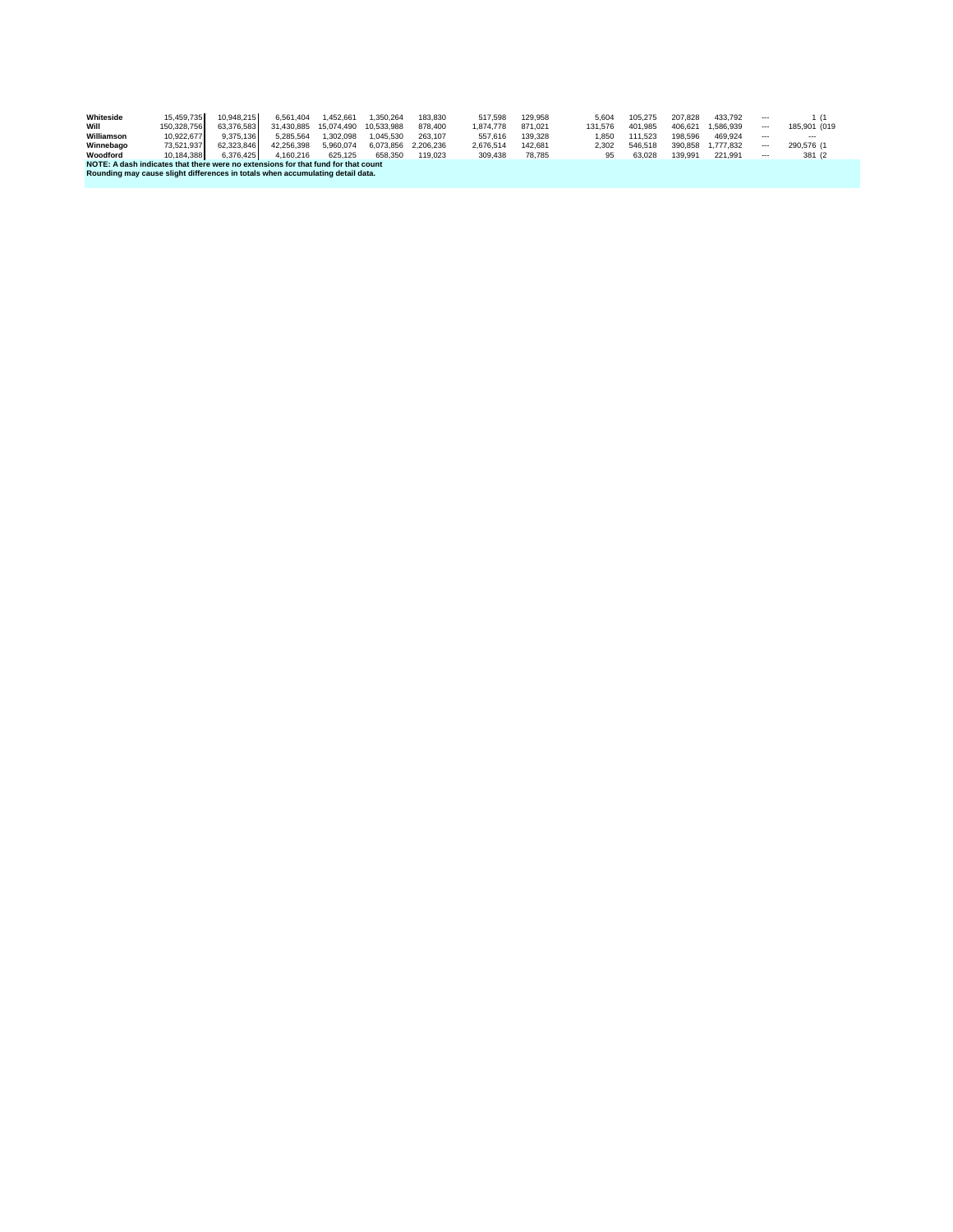| | | | | | | | | | | | | | | |
|---|---|---|---|---|---|---|---|---|---|---|---|---|---|---|
| **Whiteside** | 15,459,735 | 10,948,215 | 6,561,404 | 1,452,661 | 1,350,264 | 183,830 | 517,598 | 129,958 | 5,604 | 105,275 | 207,828 | 433,792 | --- | 1 (1 |
| **Will** | 150,328,756 | 63,376,583 | 31,430,885 | 15,074,490 | 10,533,988 | 878,400 | 1,874,778 | 871,021 | 131,576 | 401,985 | 406,621 | 1,586,939 | --- | 185,901 (019 |
| **Williamson** | 10,922,677 | 9,375,136 | 5,285,564 | 1,302,098 | 1,045,530 | 263,107 | 557,616 | 139,328 | 1,850 | 111,523 | 198,596 | 469,924 | --- | --- |
| **Winnebago** | 73,521,937 | 62,323,846 | 42,256,398 | 5,960,074 | 6,073,856 | 2,206,236 | 2,676,514 | 142,681 | 2,302 | 546,518 | 390,858 | 1,777,832 | --- | 290,576 (1 |
| **Woodford** | 10,184,388 | 6,376,425 | 4,160,216 | 625,125 | 658,350 | 119,023 | 309,438 | 78,785 | 95 | 63,028 | 139,991 | 221,991 | --- | 381 (2 |

**NOTE: A dash indicates that there were no extensions for that fund for that count**
**Rounding may cause slight differences in totals when accumulating detail data.**